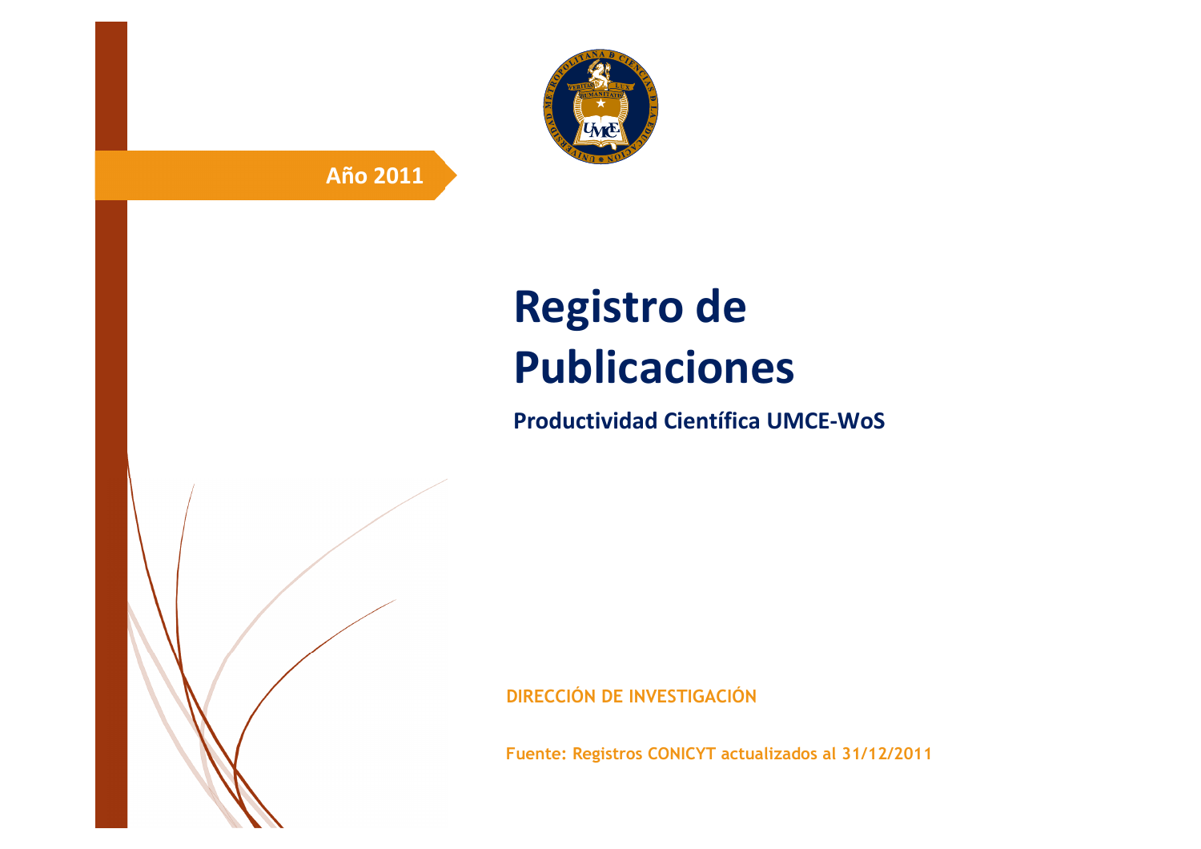**Año 2011**

# Registro de Publicaciones

**Productividad Científica UMCE-WoS**

**DIRECCIÓN DE INVESTIGACIÓN**

**Fuente: Registros CONICYT actualizados al 31/12/2011**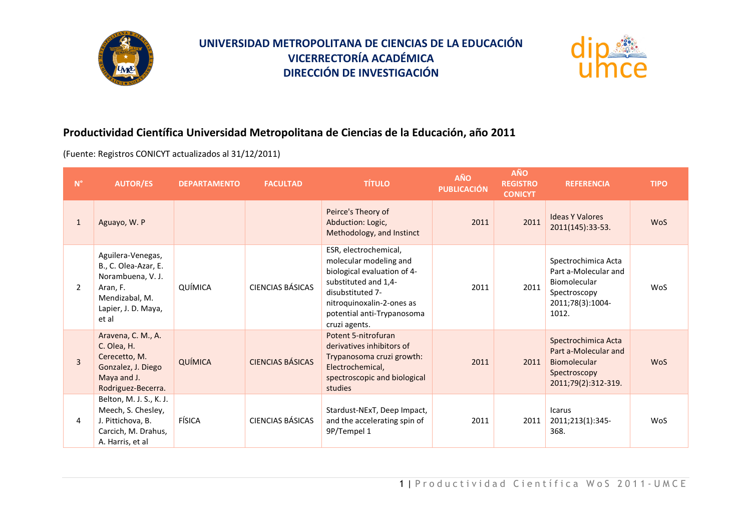# UNIVERSIDAD METROPOLITANA DE CIENCIAS DE LA EDUCACIÓN
# VICERRECTORÍA ACADÉMICA
# DIRECCIÓN DE INVESTIGACIÓN

## Productividad Científica Universidad Metropolitana de Ciencias de la Educación, año 2011

(Fuente: Registros CONICYT actualizados al 31/12/2011)

| N° | AUTOR/ES | DEPARTAMENTO | FACULTAD | TÍTULO | AÑO PUBLICACIÓN | AÑO REGISTRO CONICYT | REFERENCIA | TIPO |
|---|---|---|---|---|---|---|---|---|
| 1 | Aguayo, W. P | | | Peirce's Theory of Abduction: Logic, Methodology, and Instinct | 2011 | 2011 | Ideas Y Valores 2011(145):33-53. | WoS |
| 2 | Aguilera-Venegas, B., C. Olea-Azar, E. Norambuena, V. J. Aran, F. Mendizabal, M. Lapier, J. D. Maya, et al | QUÍMICA | CIENCIAS BÁSICAS | ESR, electrochemical, molecular modeling and biological evaluation of 4-substituted and 1,4-disubstituted 7-nitroquinoxalin-2-ones as potential anti-Trypanosoma cruzi agents. | 2011 | 2011 | Spectrochimica Acta Part a-Molecular and Biomolecular Spectroscopy 2011;78(3):1004-1012. | WoS |
| 3 | Aravena, C. M., A. C. Olea, H. Cerecetto, M. Gonzalez, J. Diego Maya and J. Rodriguez-Becerra. | QUÍMICA | CIENCIAS BÁSICAS | Potent 5-nitrofuran derivatives inhibitors of Trypanosoma cruzi growth: Electrochemical, spectroscopic and biological studies | 2011 | 2011 | Spectrochimica Acta Part a-Molecular and Biomolecular Spectroscopy 2011;79(2):312-319. | WoS |
| 4 | Belton, M. J. S., K. J. Meech, S. Chesley, J. Pittichova, B. Carcich, M. Drahus, A. Harris, et al | FÍSICA | CIENCIAS BÁSICAS | Stardust-NExT, Deep Impact, and the accelerating spin of 9P/Tempel 1 | 2011 | 2011 | Icarus 2011;213(1):345-368. | WoS |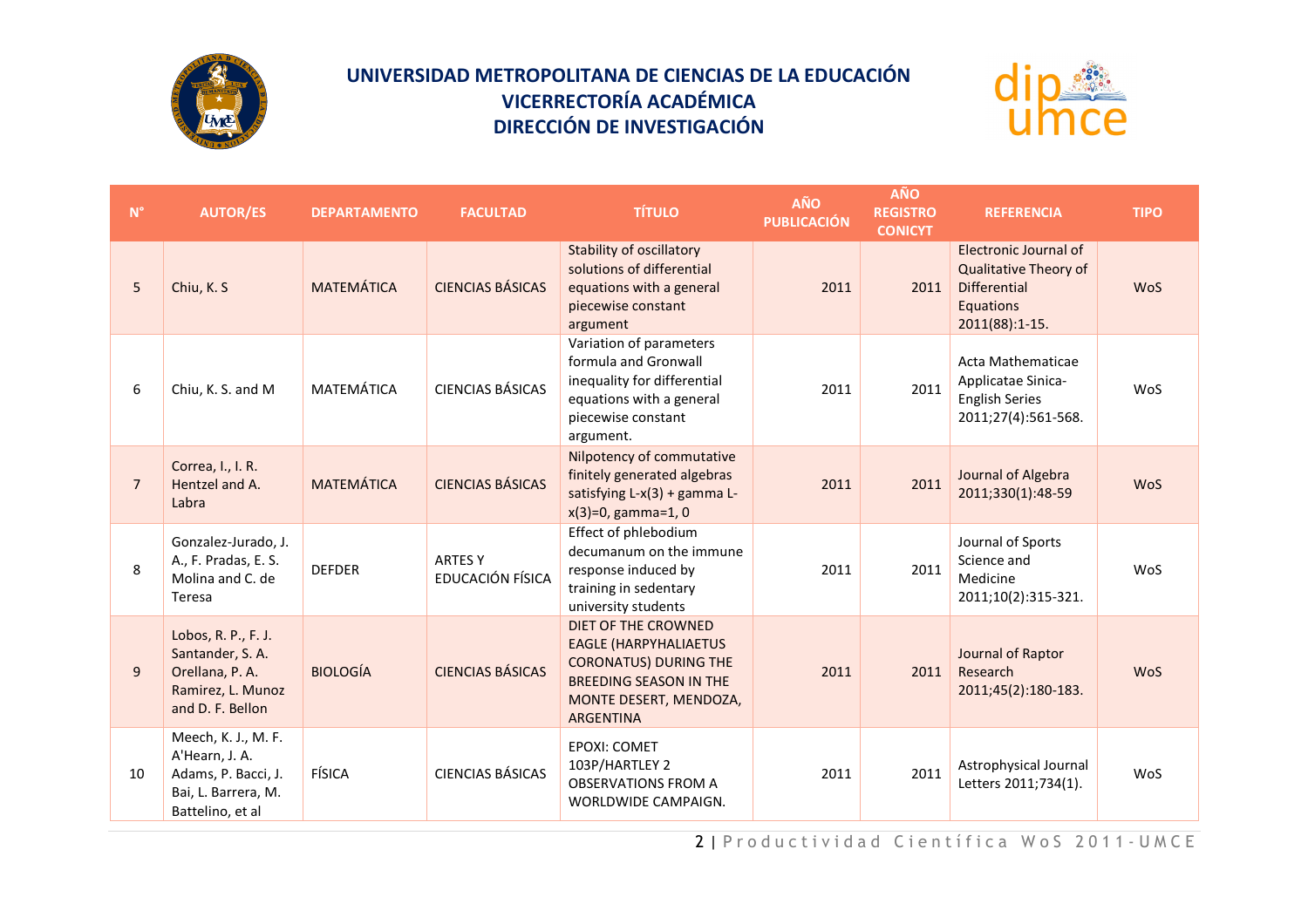# UNIVERSIDAD METROPOLITANA DE CIENCIAS DE LA EDUCACIÓN
## VICERRECTORÍA ACADÉMICA
## DIRECCIÓN DE INVESTIGACIÓN

| N° | AUTOR/ES | DEPARTAMENTO | FACULTAD | TÍTULO | AÑO PUBLICACIÓN | AÑO REGISTRO CONICYT | REFERENCIA | TIPO |
|---|---|---|---|---|---|---|---|---|
| 5 | Chiu, K. S | MATEMÁTICA | CIENCIAS BÁSICAS | Stability of oscillatory solutions of differential equations with a general piecewise constant argument | 2011 | 2011 | Electronic Journal of Qualitative Theory of Differential Equations 2011(88):1-15. | WoS |
| 6 | Chiu, K. S. and M | MATEMÁTICA | CIENCIAS BÁSICAS | Variation of parameters formula and Gronwall inequality for differential equations with a general piecewise constant argument. | 2011 | 2011 | Acta Mathematicae Applicatae Sinica-English Series 2011;27(4):561-568. | WoS |
| 7 | Correa, I., I. R. Hentzel and A. Labra | MATEMÁTICA | CIENCIAS BÁSICAS | Nilpotency of commutative finitely generated algebras satisfying L-x(3) + gamma L-x(3)=0, gamma=1, 0 | 2011 | 2011 | Journal of Algebra 2011;330(1):48-59 | WoS |
| 8 | Gonzalez-Jurado, J. A., F. Pradas, E. S. Molina and C. de Teresa | DEFDER | ARTES Y EDUCACIÓN FÍSICA | Effect of phlebodium decumanum on the immune response induced by training in sedentary university students | 2011 | 2011 | Journal of Sports Science and Medicine 2011;10(2):315-321. | WoS |
| 9 | Lobos, R. P., F. J. Santander, S. A. Orellana, P. A. Ramirez, L. Munoz and D. F. Bellon | BIOLOGÍA | CIENCIAS BÁSICAS | DIET OF THE CROWNED EAGLE (HARPYHALIAETUS CORONATUS) DURING THE BREEDING SEASON IN THE MONTE DESERT, MENDOZA, ARGENTINA | 2011 | 2011 | Journal of Raptor Research 2011;45(2):180-183. | WoS |
| 10 | Meech, K. J., M. F. A'Hearn, J. A. Adams, P. Bacci, J. Bai, L. Barrera, M. Battelino, et al | FÍSICA | CIENCIAS BÁSICAS | EPOXI: COMET 103P/HARTLEY 2 OBSERVATIONS FROM A WORLDWIDE CAMPAIGN. | 2011 | 2011 | Astrophysical Journal Letters 2011;734(1). | WoS |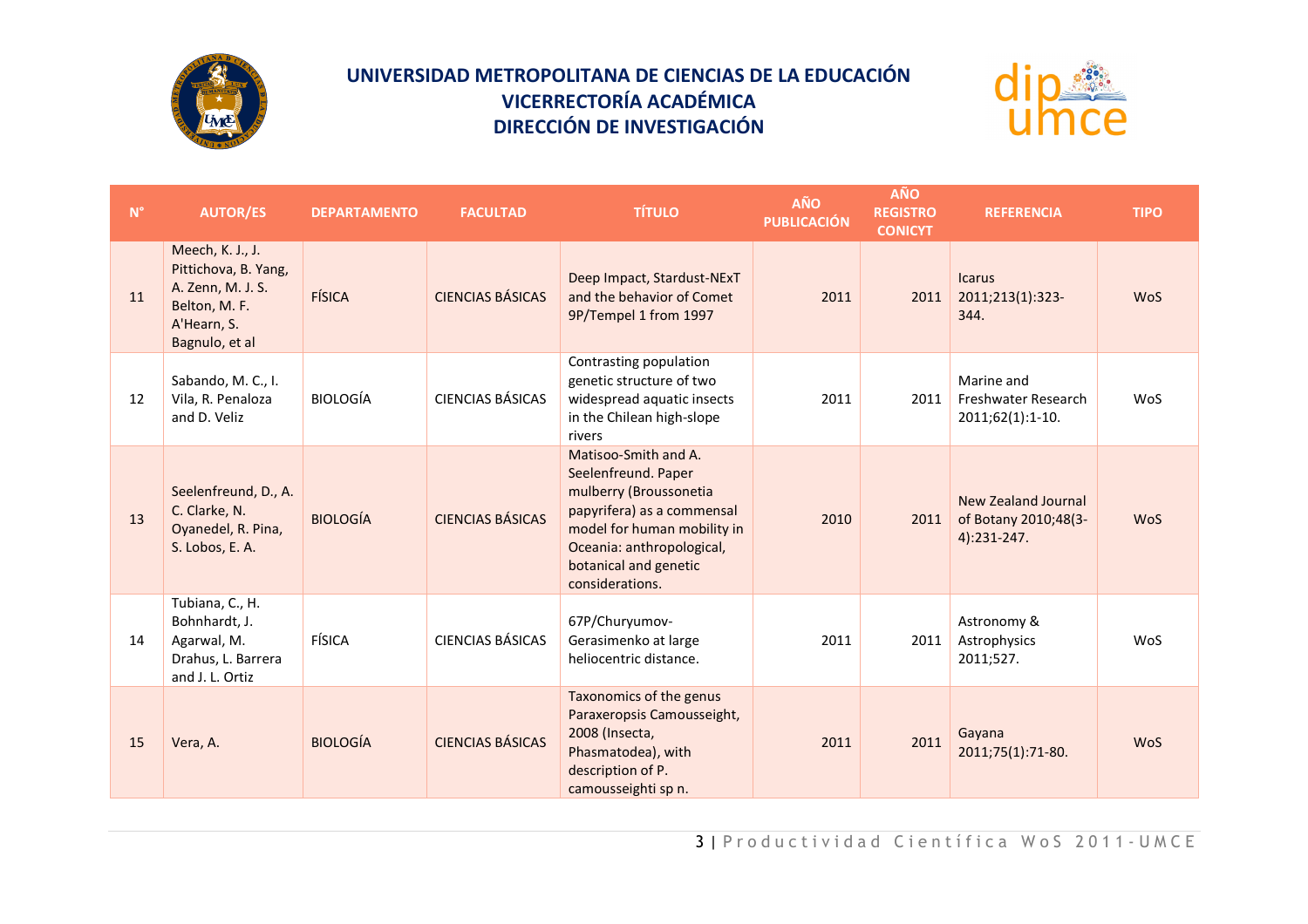# UNIVERSIDAD METROPOLITANA DE CIENCIAS DE LA EDUCACIÓN
## VICERRECTORÍA ACADÉMICA
## DIRECCIÓN DE INVESTIGACIÓN

| N° | AUTOR/ES | DEPARTAMENTO | FACULTAD | TÍTULO | AÑO PUBLICACIÓN | AÑO REGISTRO CONICYT | REFERENCIA | TIPO |
|---|---|---|---|---|---|---|---|---|
| 11 | Meech, K. J., J. Pittichova, B. Yang, A. Zenn, M. J. S. Belton, M. F. A'Hearn, S. Bagnulo, et al | FÍSICA | CIENCIAS BÁSICAS | Deep Impact, Stardust-NExT and the behavior of Comet 9P/Tempel 1 from 1997 | 2011 | 2011 | Icarus 2011;213(1):323-344. | WoS |
| 12 | Sabando, M. C., I. Vila, R. Penaloza and D. Veliz | BIOLOGÍA | CIENCIAS BÁSICAS | Contrasting population genetic structure of two widespread aquatic insects in the Chilean high-slope rivers | 2011 | 2011 | Marine and Freshwater Research 2011;62(1):1-10. | WoS |
| 13 | Seelenfreund, D., A. C. Clarke, N. Oyanedel, R. Pina, S. Lobos, E. A. | BIOLOGÍA | CIENCIAS BÁSICAS | Matisoo-Smith and A. Seelenfreund. Paper mulberry (Broussonetia papyrifera) as a commensal model for human mobility in Oceania: anthropological, botanical and genetic considerations. | 2010 | 2011 | New Zealand Journal of Botany 2010;48(3-4):231-247. | WoS |
| 14 | Tubiana, C., H. Bohnhardt, J. Agarwal, M. Drahus, L. Barrera and J. L. Ortiz | FÍSICA | CIENCIAS BÁSICAS | 67P/Churyumov-Gerasimenko at large heliocentric distance. | 2011 | 2011 | Astronomy & Astrophysics 2011;527. | WoS |
| 15 | Vera, A. | BIOLOGÍA | CIENCIAS BÁSICAS | Taxonomics of the genus Paraxeropsis Camousseight, 2008 (Insecta, Phasmatodea), with description of P. camousseighti sp n. | 2011 | 2011 | Gayana 2011;75(1):71-80. | WoS |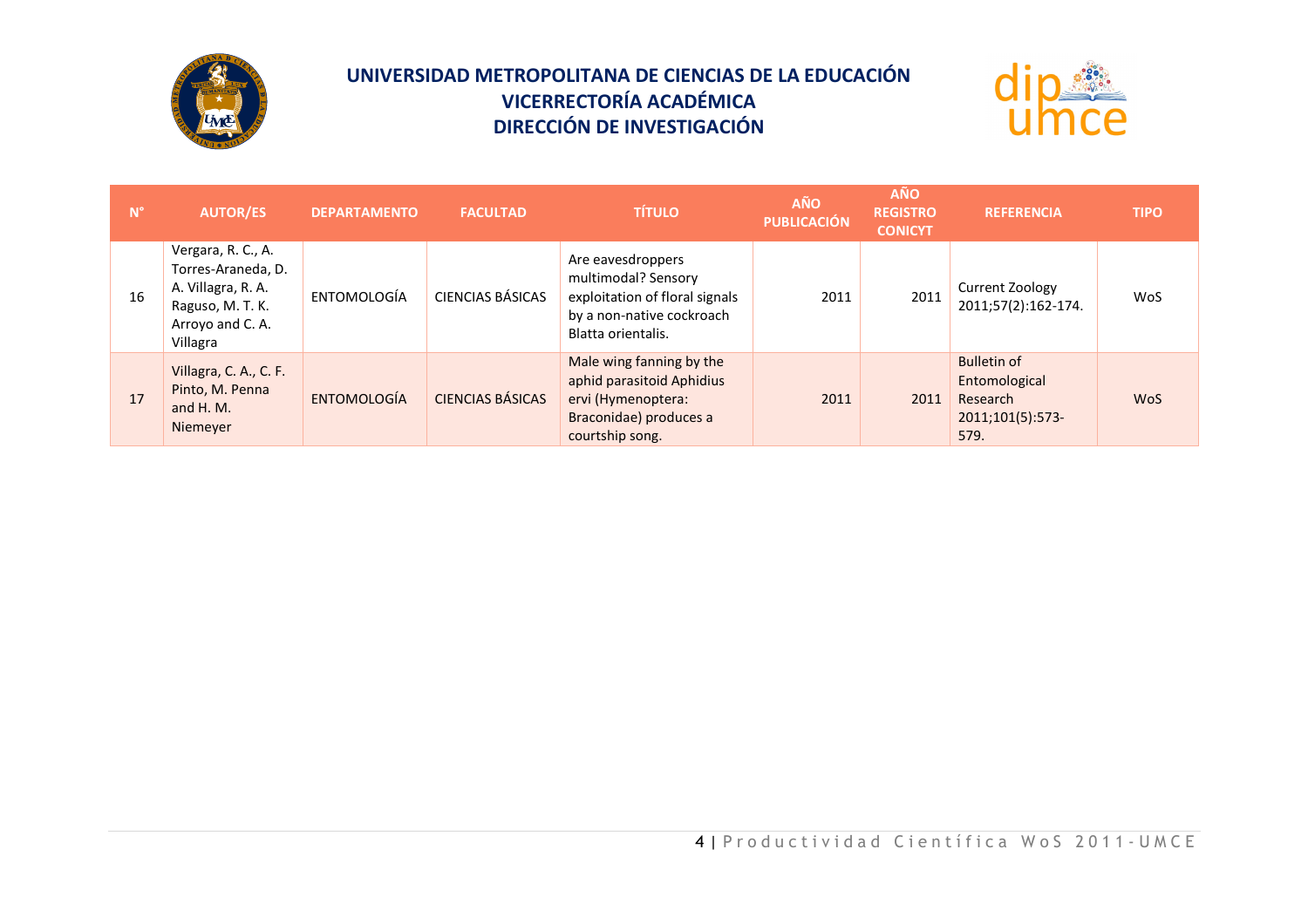# UNIVERSIDAD METROPOLITANA DE CIENCIAS DE LA EDUCACIÓN
## VICERRECTORÍA ACADÉMICA
## DIRECCIÓN DE INVESTIGACIÓN

| N° | AUTOR/ES | DEPARTAMENTO | FACULTAD | TÍTULO | AÑO PUBLICACIÓN | AÑO REGISTRO CONICYT | REFERENCIA | TIPO |
|---|---|---|---|---|---|---|---|---|
| 16 | Vergara, R. C., A. Torres-Araneda, D. A. Villagra, R. A. Raguso, M. T. K. Arroyo and C. A. Villagra | ENTOMOLOGÍA | CIENCIAS BÁSICAS | Are eavesdroppers multimodal? Sensory exploitation of floral signals by a non-native cockroach Blatta orientalis. | 2011 | 2011 | Current Zoology 2011;57(2):162-174. | WoS |
| 17 | Villagra, C. A., C. F. Pinto, M. Penna and H. M. Niemeyer | ENTOMOLOGÍA | CIENCIAS BÁSICAS | Male wing fanning by the aphid parasitoid Aphidius ervi (Hymenoptera: Braconidae) produces a courtship song. | 2011 | 2011 | Bulletin of Entomological Research 2011;101(5):573-579. | WoS |